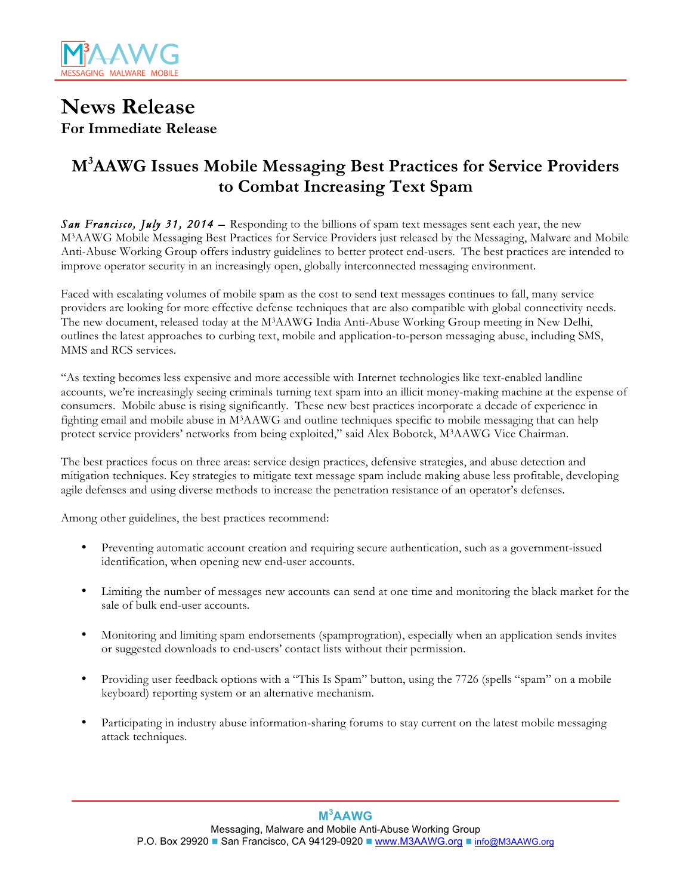M³AAWG
MESSAGING MALWARE MOBILE

# News Release

**For Immediate Release**

## M³AAWG Issues Mobile Messaging Best Practices for Service Providers to Combat Increasing Text Spam

***San Francisco, July 31, 2014*** – Responding to the billions of spam text messages sent each year, the new M³AAWG Mobile Messaging Best Practices for Service Providers just released by the Messaging, Malware and Mobile Anti-Abuse Working Group offers industry guidelines to better protect end-users. The best practices are intended to improve operator security in an increasingly open, globally interconnected messaging environment.

Faced with escalating volumes of mobile spam as the cost to send text messages continues to fall, many service providers are looking for more effective defense techniques that are also compatible with global connectivity needs. The new document, released today at the M³AAWG India Anti-Abuse Working Group meeting in New Delhi, outlines the latest approaches to curbing text, mobile and application-to-person messaging abuse, including SMS, MMS and RCS services.

"As texting becomes less expensive and more accessible with Internet technologies like text-enabled landline accounts, we're increasingly seeing criminals turning text spam into an illicit money-making machine at the expense of consumers. Mobile abuse is rising significantly. These new best practices incorporate a decade of experience in fighting email and mobile abuse in M³AAWG and outline techniques specific to mobile messaging that can help protect service providers' networks from being exploited," said Alex Bobotek, M³AAWG Vice Chairman.

The best practices focus on three areas: service design practices, defensive strategies, and abuse detection and mitigation techniques. Key strategies to mitigate text message spam include making abuse less profitable, developing agile defenses and using diverse methods to increase the penetration resistance of an operator's defenses.

Among other guidelines, the best practices recommend:

- Preventing automatic account creation and requiring secure authentication, such as a government-issued identification, when opening new end-user accounts.
- Limiting the number of messages new accounts can send at one time and monitoring the black market for the sale of bulk end-user accounts.
- Monitoring and limiting spam endorsements (spamprogration), especially when an application sends invites or suggested downloads to end-users' contact lists without their permission.
- Providing user feedback options with a "This Is Spam" button, using the 7726 (spells "spam" on a mobile keyboard) reporting system or an alternative mechanism.
- Participating in industry abuse information-sharing forums to stay current on the latest mobile messaging attack techniques.

M³AAWG
Messaging, Malware and Mobile Anti-Abuse Working Group
P.O. Box 29920 ■ San Francisco, CA 94129-0920 ■ www.M3AAWG.org ■ info@M3AAWG.org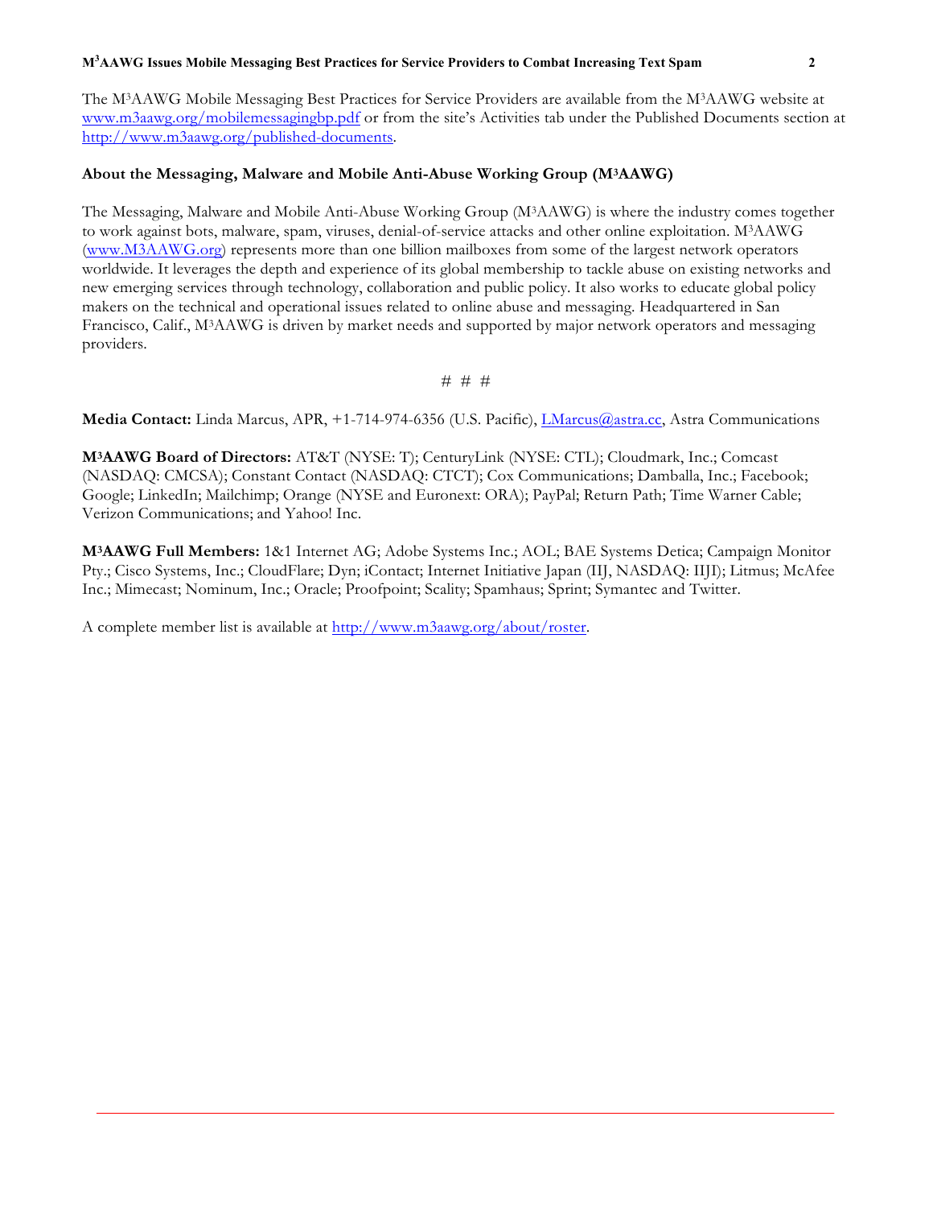The M[3]AAWG Mobile Messaging Best Practices for Service Providers are available from the M[3]AAWG website at www.m3aawg.org/mobilemessagingbp.pdf or from the site's Activities tab under the Published Documents section at http://www.m3aawg.org/published-documents.

**About the Messaging, Malware and Mobile Anti-Abuse Working Group (M[3]AAWG)**

The Messaging, Malware and Mobile Anti-Abuse Working Group (M[3]AAWG) is where the industry comes together to work against bots, malware, spam, viruses, denial-of-service attacks and other online exploitation. M[3]AAWG (www.M3AAWG.org) represents more than one billion mailboxes from some of the largest network operators worldwide. It leverages the depth and experience of its global membership to tackle abuse on existing networks and new emerging services through technology, collaboration and public policy. It also works to educate global policy makers on the technical and operational issues related to online abuse and messaging. Headquartered in San Francisco, Calif., M[3]AAWG is driven by market needs and supported by major network operators and messaging providers.

# # #

**Media Contact:** Linda Marcus, APR, +1-714-974-6356 (U.S. Pacific), LMarcus@astra.cc, Astra Communications

**M[3]AAWG Board of Directors:** AT&T (NYSE: T); CenturyLink (NYSE: CTL); Cloudmark, Inc.; Comcast (NASDAQ: CMCSA); Constant Contact (NASDAQ: CTCT); Cox Communications; Damballa, Inc.; Facebook; Google; LinkedIn; Mailchimp; Orange (NYSE and Euronext: ORA); PayPal; Return Path; Time Warner Cable; Verizon Communications; and Yahoo! Inc.

**M[3]AAWG Full Members:** 1&1 Internet AG; Adobe Systems Inc.; AOL; BAE Systems Detica; Campaign Monitor Pty.; Cisco Systems, Inc.; CloudFlare; Dyn; iContact; Internet Initiative Japan (IIJ, NASDAQ: IIJI); Litmus; McAfee Inc.; Mimecast; Nominum, Inc.; Oracle; Proofpoint; Scality; Spamhaus; Sprint; Symantec and Twitter.

A complete member list is available at http://www.m3aawg.org/about/roster.